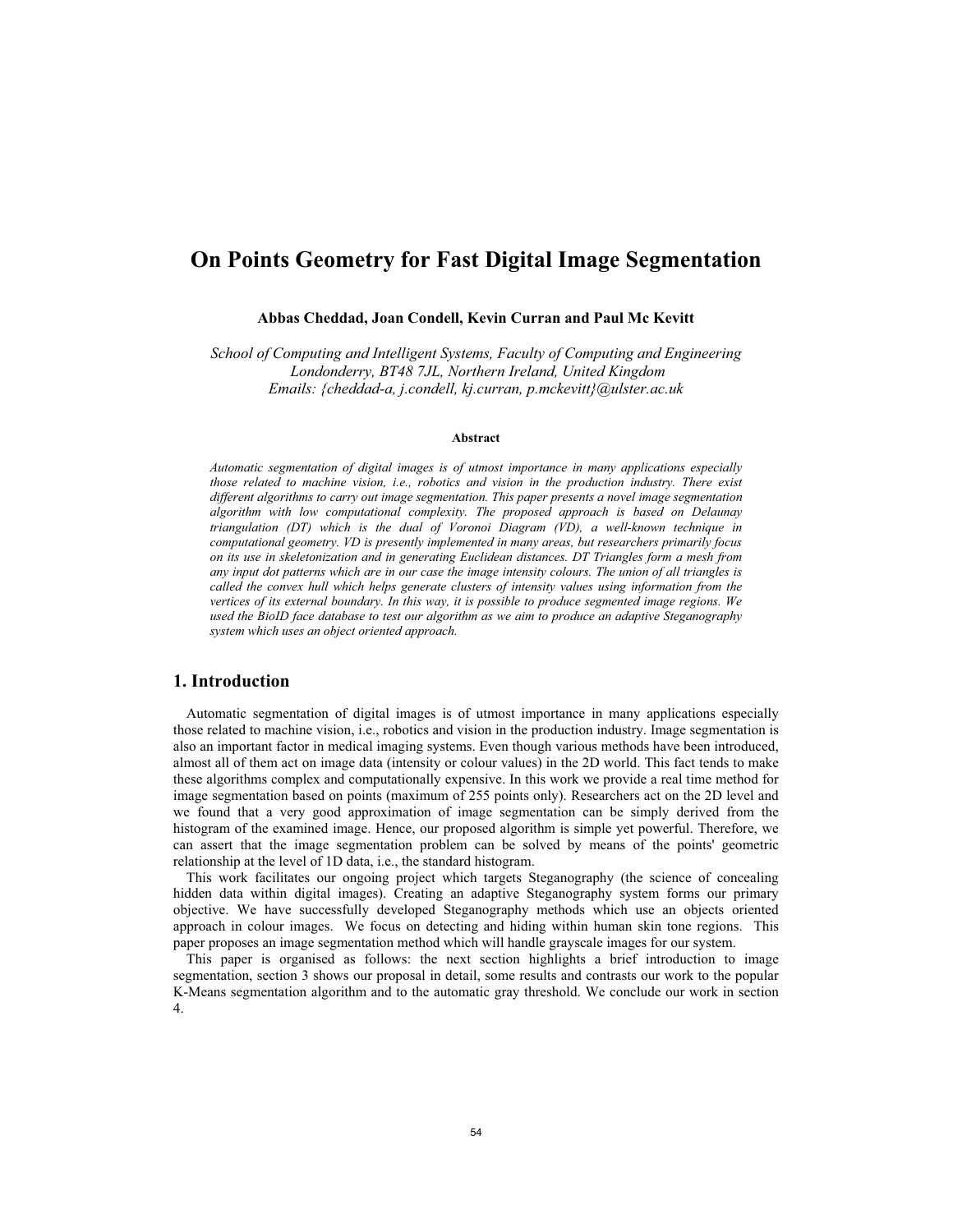# On Points Geometry for Fast Digital Image Segmentation

**Abbas Cheddad, Joan Condell, Kevin Curran and Paul Mc Kevitt**

*School of Computing and Intelligent Systems, Faculty of Computing and Engineering*
*Londonderry, BT48 7JL, Northern Ireland, United Kingdom*
*Emails: {cheddad-a, j.condell, kj.curran, p.mckevitt}@ulster.ac.uk*

**Abstract**

*Automatic segmentation of digital images is of utmost importance in many applications especially those related to machine vision, i.e., robotics and vision in the production industry. There exist different algorithms to carry out image segmentation. This paper presents a novel image segmentation algorithm with low computational complexity. The proposed approach is based on Delaunay triangulation (DT) which is the dual of Voronoi Diagram (VD), a well-known technique in computational geometry. VD is presently implemented in many areas, but researchers primarily focus on its use in skeletonization and in generating Euclidean distances. DT Triangles form a mesh from any input dot patterns which are in our case the image intensity colours. The union of all triangles is called the convex hull which helps generate clusters of intensity values using information from the vertices of its external boundary. In this way, it is possible to produce segmented image regions. We used the BioID face database to test our algorithm as we aim to produce an adaptive Steganography system which uses an object oriented approach.*

## 1. Introduction

Automatic segmentation of digital images is of utmost importance in many applications especially those related to machine vision, i.e., robotics and vision in the production industry. Image segmentation is also an important factor in medical imaging systems. Even though various methods have been introduced, almost all of them act on image data (intensity or colour values) in the 2D world. This fact tends to make these algorithms complex and computationally expensive. In this work we provide a real time method for image segmentation based on points (maximum of 255 points only). Researchers act on the 2D level and we found that a very good approximation of image segmentation can be simply derived from the histogram of the examined image. Hence, our proposed algorithm is simple yet powerful. Therefore, we can assert that the image segmentation problem can be solved by means of the points' geometric relationship at the level of 1D data, i.e., the standard histogram.

This work facilitates our ongoing project which targets Steganography (the science of concealing hidden data within digital images). Creating an adaptive Steganography system forms our primary objective. We have successfully developed Steganography methods which use an objects oriented approach in colour images. We focus on detecting and hiding within human skin tone regions. This paper proposes an image segmentation method which will handle grayscale images for our system.

This paper is organised as follows: the next section highlights a brief introduction to image segmentation, section 3 shows our proposal in detail, some results and contrasts our work to the popular K-Means segmentation algorithm and to the automatic gray threshold. We conclude our work in section 4.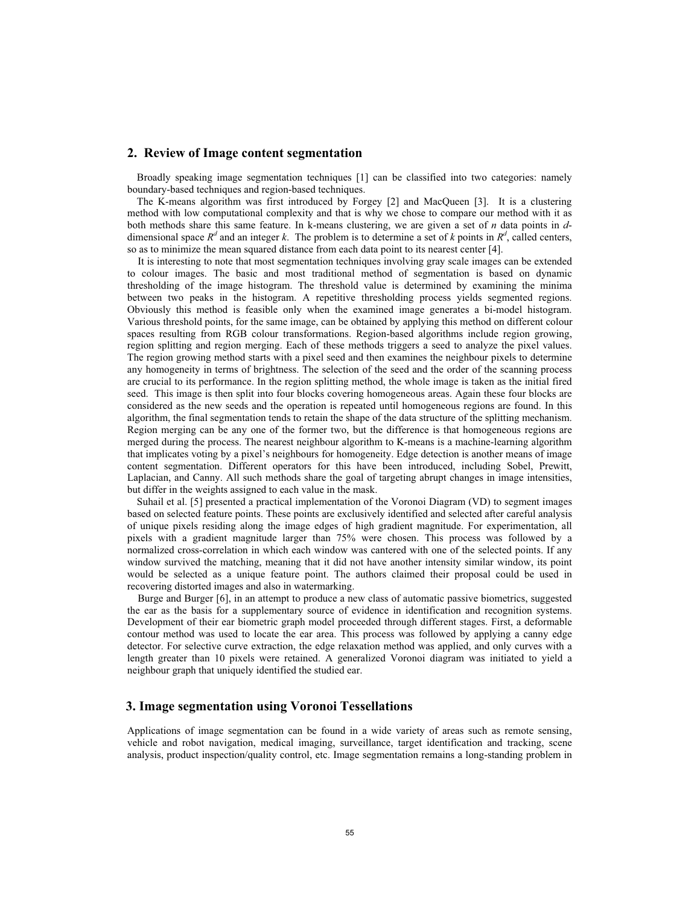## 2. Review of Image content segmentation

Broadly speaking image segmentation techniques [1] can be classified into two categories: namely boundary-based techniques and region-based techniques.

The K-means algorithm was first introduced by Forgey [2] and MacQueen [3]. It is a clustering method with low computational complexity and that is why we chose to compare our method with it as both methods share this same feature. In k-means clustering, we are given a set of $n$ data points in $d$-dimensional space $R^d$ and an integer $k$. The problem is to determine a set of $k$ points in $R^d$, called centers, so as to minimize the mean squared distance from each data point to its nearest center [4].

It is interesting to note that most segmentation techniques involving gray scale images can be extended to colour images. The basic and most traditional method of segmentation is based on dynamic thresholding of the image histogram. The threshold value is determined by examining the minima between two peaks in the histogram. A repetitive thresholding process yields segmented regions. Obviously this method is feasible only when the examined image generates a bi-model histogram. Various threshold points, for the same image, can be obtained by applying this method on different colour spaces resulting from RGB colour transformations. Region-based algorithms include region growing, region splitting and region merging. Each of these methods triggers a seed to analyze the pixel values. The region growing method starts with a pixel seed and then examines the neighbour pixels to determine any homogeneity in terms of brightness. The selection of the seed and the order of the scanning process are crucial to its performance. In the region splitting method, the whole image is taken as the initial fired seed. This image is then split into four blocks covering homogeneous areas. Again these four blocks are considered as the new seeds and the operation is repeated until homogeneous regions are found. In this algorithm, the final segmentation tends to retain the shape of the data structure of the splitting mechanism. Region merging can be any one of the former two, but the difference is that homogeneous regions are merged during the process. The nearest neighbour algorithm to K-means is a machine-learning algorithm that implicates voting by a pixel's neighbours for homogeneity. Edge detection is another means of image content segmentation. Different operators for this have been introduced, including Sobel, Prewitt, Laplacian, and Canny. All such methods share the goal of targeting abrupt changes in image intensities, but differ in the weights assigned to each value in the mask.

Suhail et al. [5] presented a practical implementation of the Voronoi Diagram (VD) to segment images based on selected feature points. These points are exclusively identified and selected after careful analysis of unique pixels residing along the image edges of high gradient magnitude. For experimentation, all pixels with a gradient magnitude larger than 75% were chosen. This process was followed by a normalized cross-correlation in which each window was cantered with one of the selected points. If any window survived the matching, meaning that it did not have another intensity similar window, its point would be selected as a unique feature point. The authors claimed their proposal could be used in recovering distorted images and also in watermarking.

Burge and Burger [6], in an attempt to produce a new class of automatic passive biometrics, suggested the ear as the basis for a supplementary source of evidence in identification and recognition systems. Development of their ear biometric graph model proceeded through different stages. First, a deformable contour method was used to locate the ear area. This process was followed by applying a canny edge detector. For selective curve extraction, the edge relaxation method was applied, and only curves with a length greater than 10 pixels were retained. A generalized Voronoi diagram was initiated to yield a neighbour graph that uniquely identified the studied ear.

## 3. Image segmentation using Voronoi Tessellations

Applications of image segmentation can be found in a wide variety of areas such as remote sensing, vehicle and robot navigation, medical imaging, surveillance, target identification and tracking, scene analysis, product inspection/quality control, etc. Image segmentation remains a long-standing problem in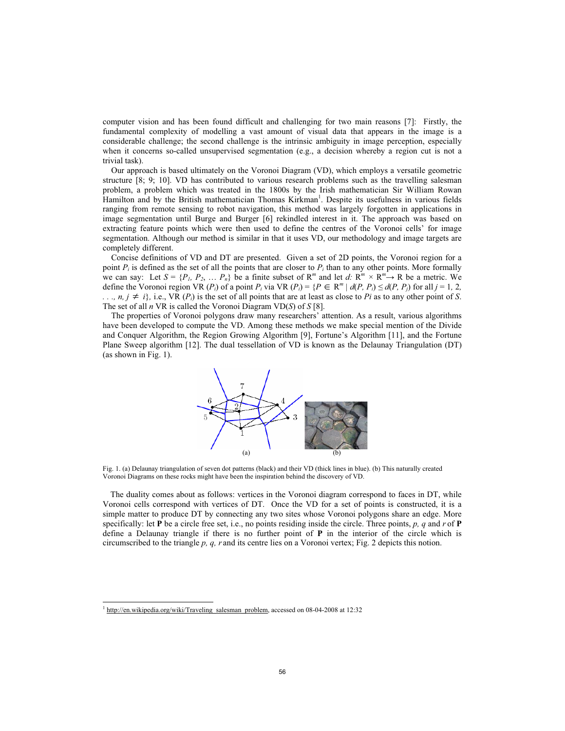computer vision and has been found difficult and challenging for two main reasons [7]: Firstly, the fundamental complexity of modelling a vast amount of visual data that appears in the image is a considerable challenge; the second challenge is the intrinsic ambiguity in image perception, especially when it concerns so-called unsupervised segmentation (e.g., a decision whereby a region cut is not a trivial task).

Our approach is based ultimately on the Voronoi Diagram (VD), which employs a versatile geometric structure [8; 9; 10]. VD has contributed to various research problems such as the travelling salesman problem, a problem which was treated in the 1800s by the Irish mathematician Sir William Rowan Hamilton and by the British mathematician Thomas Kirkman[1]. Despite its usefulness in various fields ranging from remote sensing to robot navigation, this method was largely forgotten in applications in image segmentation until Burge and Burger [6] rekindled interest in it. The approach was based on extracting feature points which were then used to define the centres of the Voronoi cells' for image segmentation. Although our method is similar in that it uses VD, our methodology and image targets are completely different.

Concise definitions of VD and DT are presented. Given a set of 2D points, the Voronoi region for a point $P_i$ is defined as the set of all the points that are closer to $P_i$ than to any other points. More formally we can say: Let $S = \{P_1, P_2, \ldots P_n\}$ be a finite subset of $\mathrm{R}^m$ and let $d$: $\mathrm{R}^m \times \mathrm{R}^m \rightarrow \mathrm{R}$ be a metric. We define the Voronoi region VR ($P_i$) of a point $P_i$ via VR ($P_i$) = $\{P \in \mathrm{R}^m \mid d(P, P_i) \leq d(P, P_j)$ for all $j = 1, 2, \ldots, n, j \neq i\}$, i.e., VR ($P_i$) is the set of all points that are at least as close to $Pi$ as to any other point of $S$. The set of all $n$ VR is called the Voronoi Diagram VD($S$) of $S$ [8].

The properties of Voronoi polygons draw many researchers' attention. As a result, various algorithms have been developed to compute the VD. Among these methods we make special mention of the Divide and Conquer Algorithm, the Region Growing Algorithm [9], Fortune's Algorithm [11], and the Fortune Plane Sweep algorithm [12]. The dual tessellation of VD is known as the Delaunay Triangulation (DT) (as shown in Fig. 1).

Fig. 1. (a) Delaunay triangulation of seven dot patterns (black) and their VD (thick lines in blue). (b) This naturally created Voronoi Diagrams on these rocks might have been the inspiration behind the discovery of VD.

The duality comes about as follows: vertices in the Voronoi diagram correspond to faces in DT, while Voronoi cells correspond with vertices of DT. Once the VD for a set of points is constructed, it is a simple matter to produce DT by connecting any two sites whose Voronoi polygons share an edge. More specifically: let **P** be a circle free set, i.e., no points residing inside the circle. Three points, $p$, $q$ and $r$ of **P** define a Delaunay triangle if there is no further point of **P** in the interior of the circle which is circumscribed to the triangle $p$, $q$, $r$ and its centre lies on a Voronoi vertex; Fig. 2 depicts this notion.

[1] http://en.wikipedia.org/wiki/Traveling_salesman_problem, accessed on 08-04-2008 at 12:32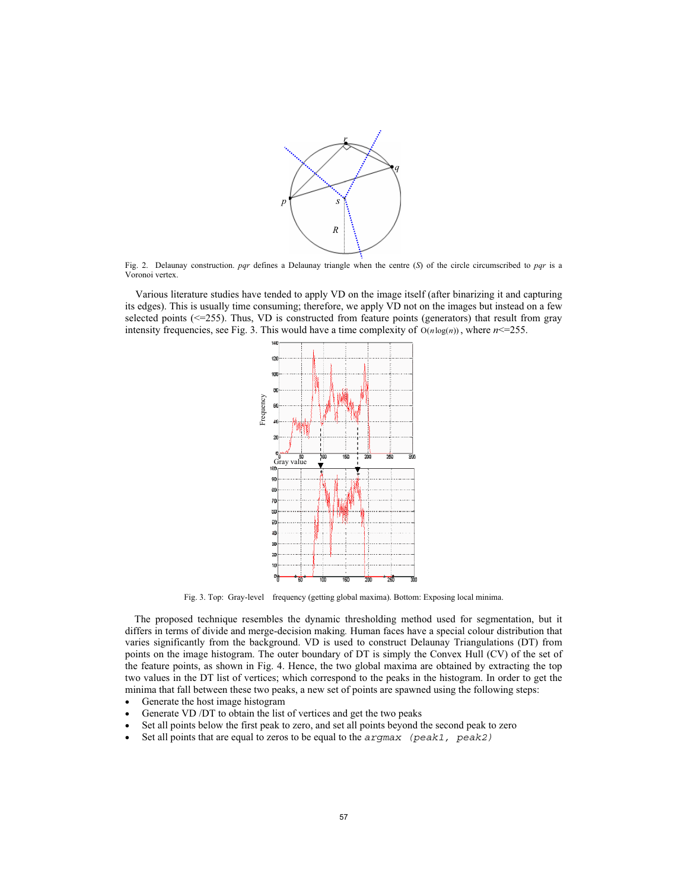Fig. 2. Delaunay construction. *pqr* defines a Delaunay triangle when the centre (*S*) of the circle circumscribed to *pqr* is a Voronoi vertex.

Various literature studies have tended to apply VD on the image itself (after binarizing it and capturing its edges). This is usually time consuming; therefore, we apply VD not on the images but instead on a few selected points (<=255). Thus, VD is constructed from feature points (generators) that result from gray intensity frequencies, see Fig. 3. This would have a time complexity of $O(n\log(n))$, where $n$<=255.

Fig. 3. Top: Gray-level frequency (getting global maxima). Bottom: Exposing local minima.

The proposed technique resembles the dynamic thresholding method used for segmentation, but it differs in terms of divide and merge-decision making. Human faces have a special colour distribution that varies significantly from the background. VD is used to construct Delaunay Triangulations (DT) from points on the image histogram. The outer boundary of DT is simply the Convex Hull (CV) of the set of the feature points, as shown in Fig. 4. Hence, the two global maxima are obtained by extracting the top two values in the DT list of vertices; which correspond to the peaks in the histogram. In order to get the minima that fall between these two peaks, a new set of points are spawned using the following steps:

- Generate the host image histogram
- Generate VD /DT to obtain the list of vertices and get the two peaks
- Set all points below the first peak to zero, and set all points beyond the second peak to zero
- Set all points that are equal to zeros to be equal to the `argmax (peak1, peak2)`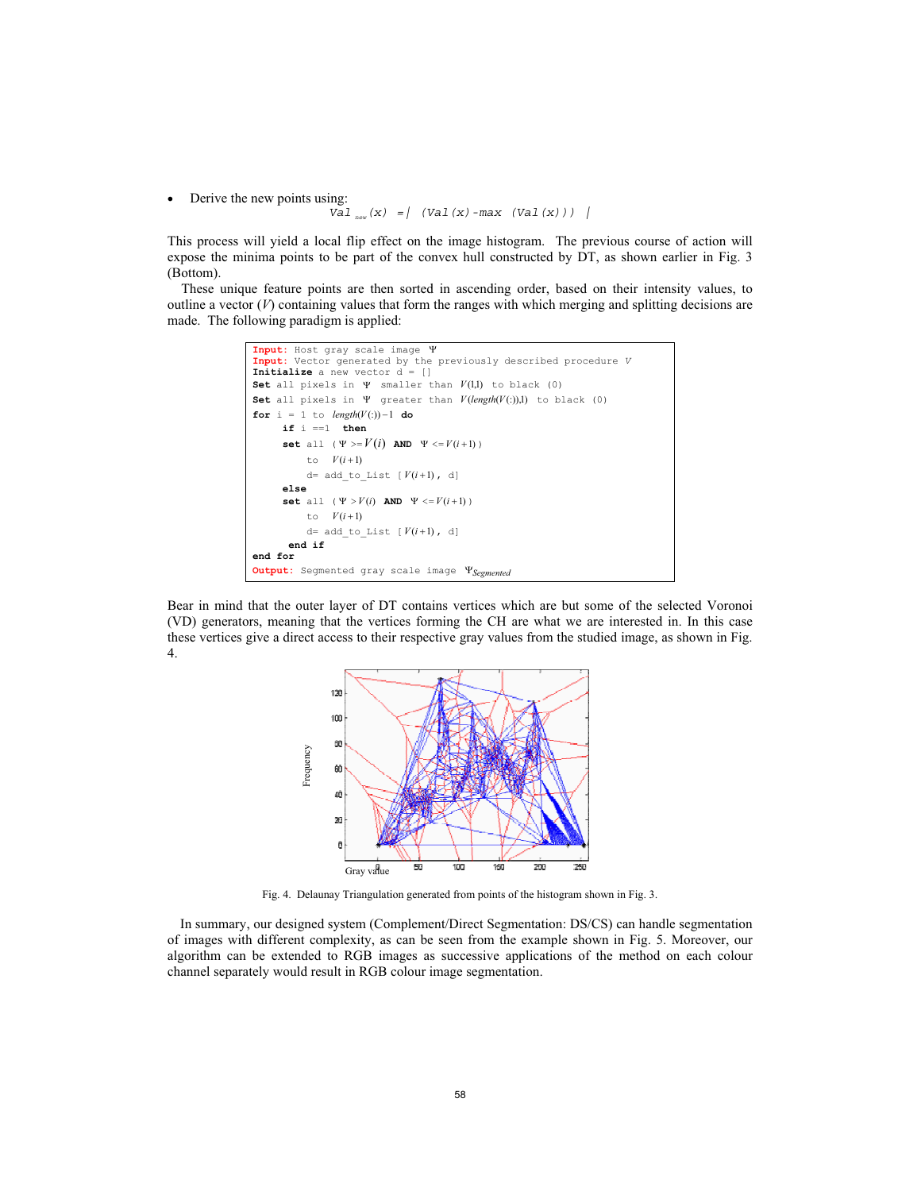- Derive the new points using:

$$Val_{new}(x) = |(Val(x) - \max(Val(x)))|$$

This process will yield a local flip effect on the image histogram. The previous course of action will expose the minima points to be part of the convex hull constructed by DT, as shown earlier in Fig. 3 (Bottom).

These unique feature points are then sorted in ascending order, based on their intensity values, to outline a vector ($V$) containing values that form the ranges with which merging and splitting decisions are made. The following paradigm is applied:

```
Input: Host gray scale image Ψ
Input: Vector generated by the previously described procedure V
Initialize a new vector d = []
Set all pixels in Ψ smaller than V(1,1) to black (0)
Set all pixels in Ψ greater than V(length(V(:)),1) to black (0)
for i = 1 to length(V(:))−1 do
     if i ==1  then
     set all (Ψ >=V(i) AND Ψ <=V(i+1))
         to  V(i+1)
         d= add_to_List [V(i+1), d]
     else
     set all (Ψ >V(i) AND Ψ <=V(i+1))
         to  V(i+1)
         d= add_to_List [V(i+1), d]
      end if
end for
Output: Segmented gray scale image Ψ_Segmented
```

Bear in mind that the outer layer of DT contains vertices which are but some of the selected Voronoi (VD) generators, meaning that the vertices forming the CH are what we are interested in. In this case these vertices give a direct access to their respective gray values from the studied image, as shown in Fig. 4.

Fig. 4. Delaunay Triangulation generated from points of the histogram shown in Fig. 3.

In summary, our designed system (Complement/Direct Segmentation: DS/CS) can handle segmentation of images with different complexity, as can be seen from the example shown in Fig. 5. Moreover, our algorithm can be extended to RGB images as successive applications of the method on each colour channel separately would result in RGB colour image segmentation.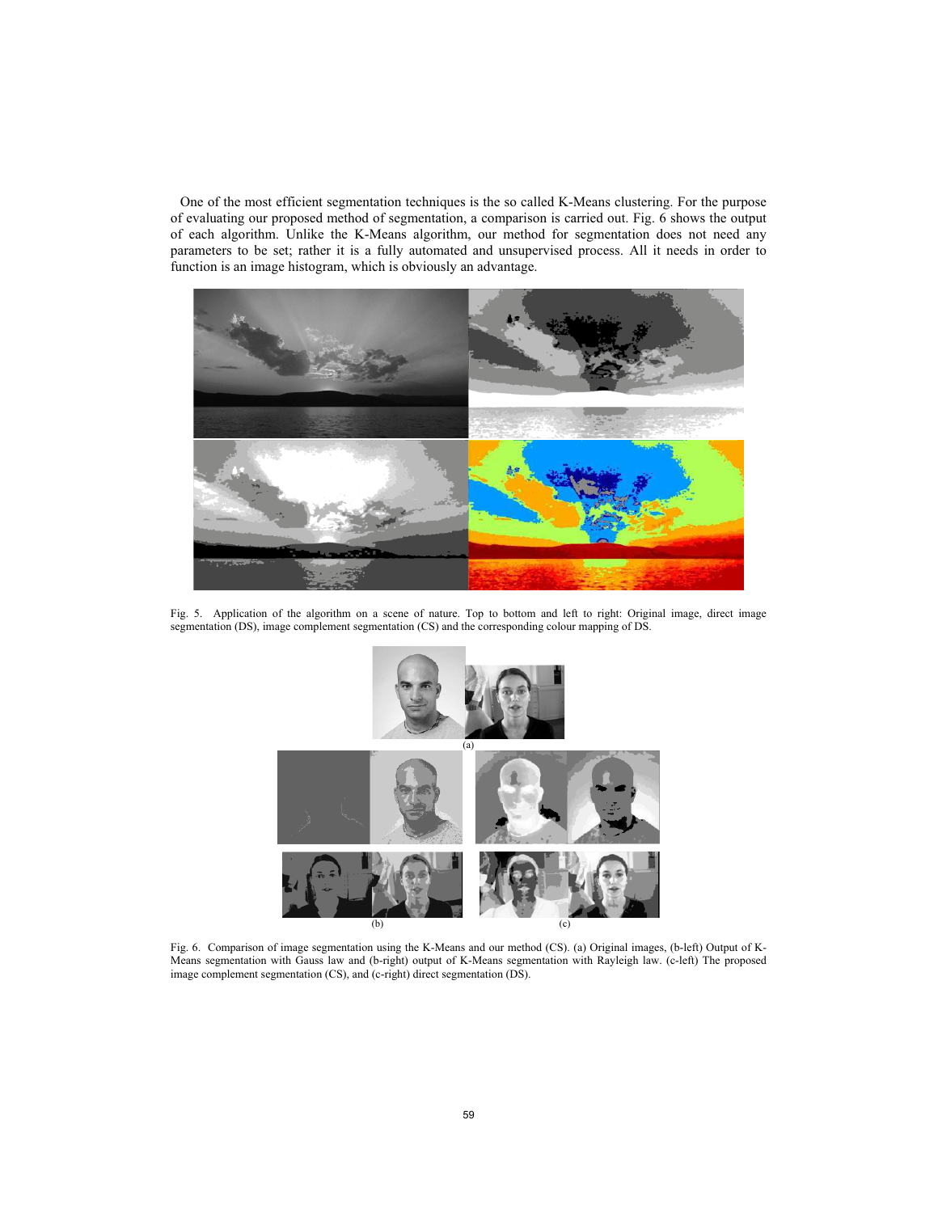One of the most efficient segmentation techniques is the so called K-Means clustering. For the purpose of evaluating our proposed method of segmentation, a comparison is carried out. Fig. 6 shows the output of each algorithm. Unlike the K-Means algorithm, our method for segmentation does not need any parameters to be set; rather it is a fully automated and unsupervised process. All it needs in order to function is an image histogram, which is obviously an advantage.

Fig. 5. Application of the algorithm on a scene of nature. Top to bottom and left to right: Original image, direct image segmentation (DS), image complement segmentation (CS) and the corresponding colour mapping of DS.

Fig. 6. Comparison of image segmentation using the K-Means and our method (CS). (a) Original images, (b-left) Output of K-Means segmentation with Gauss law and (b-right) output of K-Means segmentation with Rayleigh law. (c-left) The proposed image complement segmentation (CS), and (c-right) direct segmentation (DS).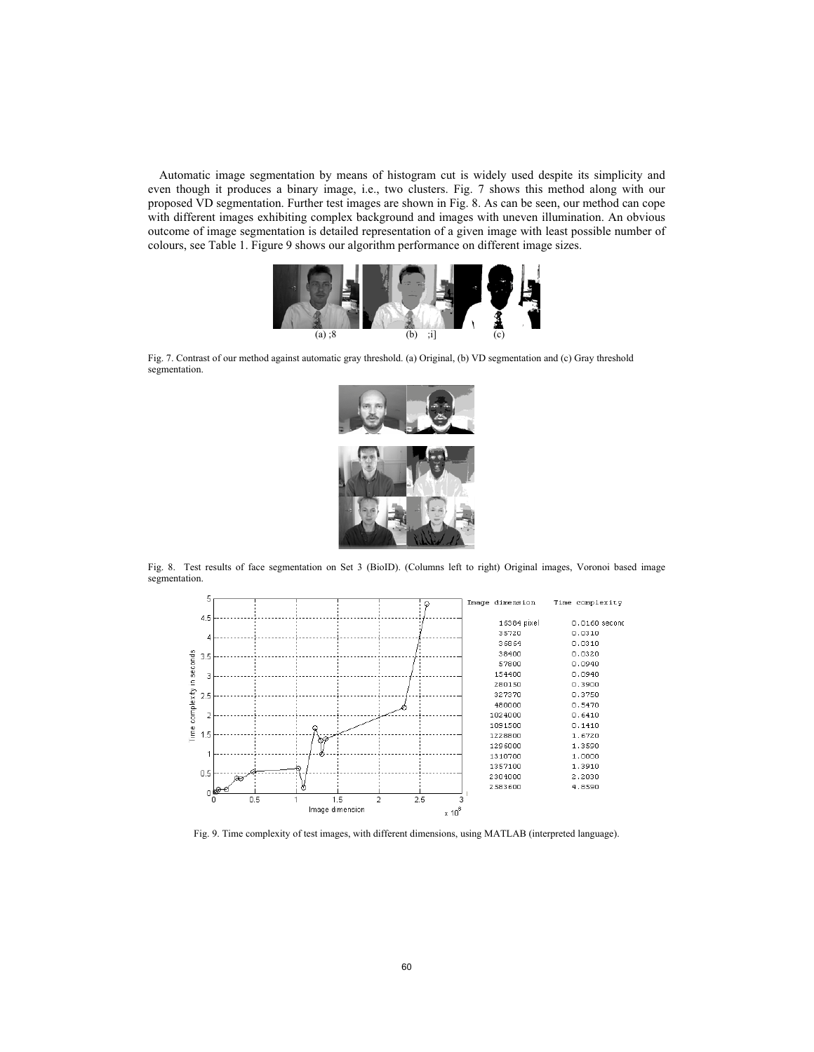Automatic image segmentation by means of histogram cut is widely used despite its simplicity and even though it produces a binary image, i.e., two clusters. Fig. 7 shows this method along with our proposed VD segmentation. Further test images are shown in Fig. 8. As can be seen, our method can cope with different images exhibiting complex background and images with uneven illumination. An obvious outcome of image segmentation is detailed representation of a given image with least possible number of colours, see Table 1. Figure 9 shows our algorithm performance on different image sizes.

Fig. 7. Contrast of our method against automatic gray threshold. (a) Original, (b) VD segmentation and (c) Gray threshold segmentation.

Fig. 8. Test results of face segmentation on Set 3 (BioID). (Columns left to right) Original images, Voronoi based image segmentation.

| Image dimension | Time complexity |
|---|---|
| 16384 pixel | 0.0160 second |
| 35720 | 0.0310 |
| 36864 | 0.0310 |
| 38400 | 0.0320 |
| 57800 | 0.0940 |
| 154400 | 0.0940 |
| 280150 | 0.3900 |
| 327370 | 0.3750 |
| 480000 | 0.5470 |
| 1024000 | 0.6410 |
| 1091500 | 0.1410 |
| 1228800 | 1.6720 |
| 1296000 | 1.3590 |
| 1310700 | 1.0000 |
| 1357100 | 1.3910 |
| 2304000 | 2.2030 |
| 2583600 | 4.8590 |

Fig. 9. Time complexity of test images, with different dimensions, using MATLAB (interpreted language).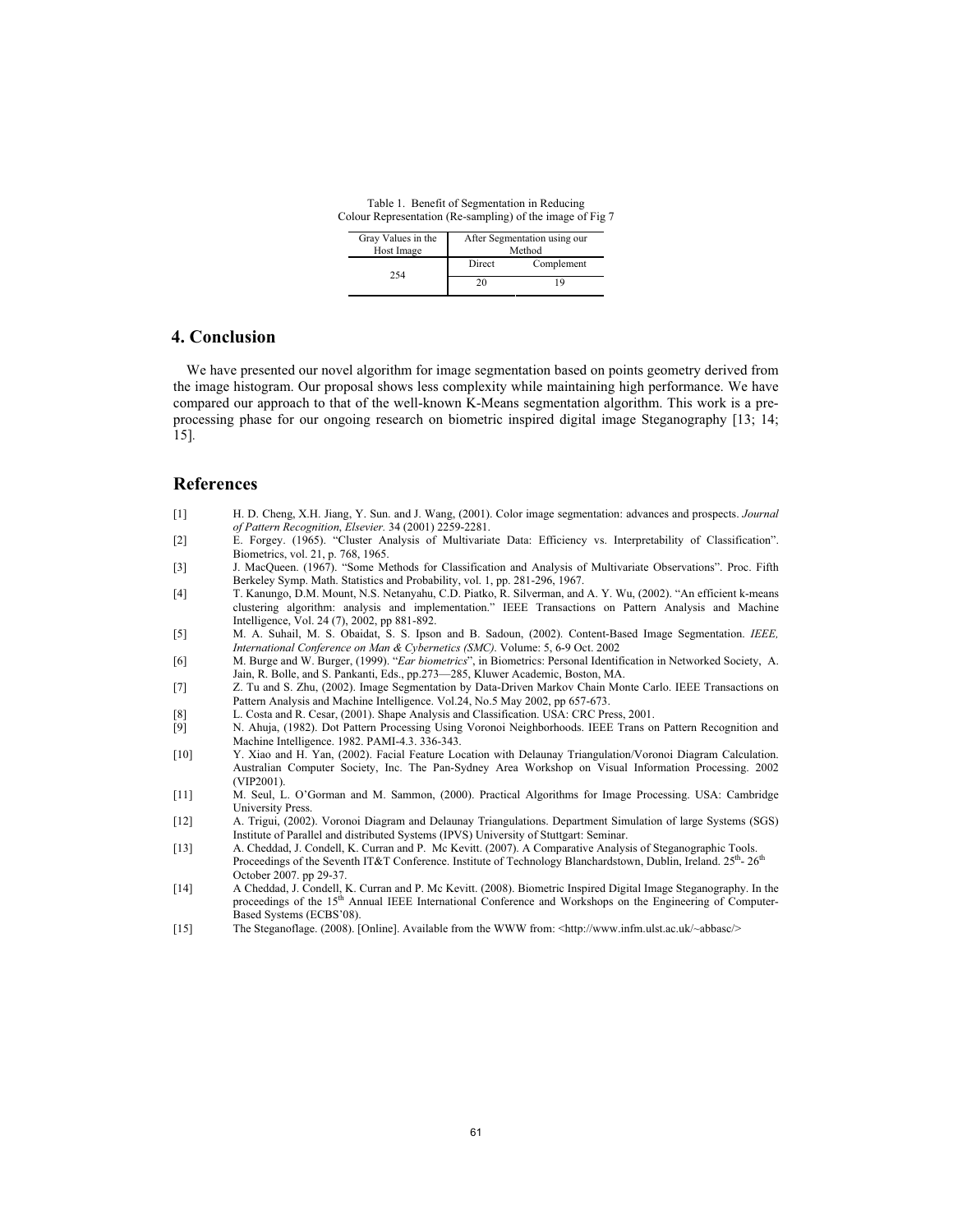Table 1. Benefit of Segmentation in Reducing Colour Representation (Re-sampling) of the image of Fig 7

| Gray Values in the Host Image | After Segmentation using our Method | |
|---|---|---|
| | Direct | Complement |
| 254 | 20 | 19 |

## 4. Conclusion

We have presented our novel algorithm for image segmentation based on points geometry derived from the image histogram. Our proposal shows less complexity while maintaining high performance. We have compared our approach to that of the well-known K-Means segmentation algorithm. This work is a pre-processing phase for our ongoing research on biometric inspired digital image Steganography [13; 14; 15].

## References

[1] H. D. Cheng, X.H. Jiang, Y. Sun. and J. Wang, (2001). Color image segmentation: advances and prospects. *Journal of Pattern Recognition, Elsevier*. 34 (2001) 2259-2281.

[2] E. Forgey. (1965). "Cluster Analysis of Multivariate Data: Efficiency vs. Interpretability of Classification". Biometrics, vol. 21, p. 768, 1965.

[3] J. MacQueen. (1967). "Some Methods for Classification and Analysis of Multivariate Observations". Proc. Fifth Berkeley Symp. Math. Statistics and Probability, vol. 1, pp. 281-296, 1967.

[4] T. Kanungo, D.M. Mount, N.S. Netanyahu, C.D. Piatko, R. Silverman, and A. Y. Wu, (2002). "An efficient k-means clustering algorithm: analysis and implementation." IEEE Transactions on Pattern Analysis and Machine Intelligence, Vol. 24 (7), 2002, pp 881-892.

[5] M. A. Suhail, M. S. Obaidat, S. S. Ipson and B. Sadoun, (2002). Content-Based Image Segmentation. *IEEE, International Conference on Man & Cybernetics (SMC)*. Volume: 5, 6-9 Oct. 2002

[6] M. Burge and W. Burger, (1999). "*Ear biometrics*", in Biometrics: Personal Identification in Networked Society, A. Jain, R. Bolle, and S. Pankanti, Eds., pp.273—285, Kluwer Academic, Boston, MA.

[7] Z. Tu and S. Zhu, (2002). Image Segmentation by Data-Driven Markov Chain Monte Carlo. IEEE Transactions on Pattern Analysis and Machine Intelligence. Vol.24, No.5 May 2002, pp 657-673.

[8] L. Costa and R. Cesar, (2001). Shape Analysis and Classification. USA: CRC Press, 2001.

[9] N. Ahuja, (1982). Dot Pattern Processing Using Voronoi Neighborhoods. IEEE Trans on Pattern Recognition and Machine Intelligence. 1982. PAMI-4.3. 336-343.

[10] Y. Xiao and H. Yan, (2002). Facial Feature Location with Delaunay Triangulation/Voronoi Diagram Calculation. Australian Computer Society, Inc. The Pan-Sydney Area Workshop on Visual Information Processing. 2002 (VIP2001).

[11] M. Seul, L. O'Gorman and M. Sammon, (2000). Practical Algorithms for Image Processing. USA: Cambridge University Press.

[12] A. Trigui, (2002). Voronoi Diagram and Delaunay Triangulations. Department Simulation of large Systems (SGS) Institute of Parallel and distributed Systems (IPVS) University of Stuttgart: Seminar.

[13] A. Cheddad, J. Condell, K. Curran and P. Mc Kevitt. (2007). A Comparative Analysis of Steganographic Tools. Proceedings of the Seventh IT&T Conference. Institute of Technology Blanchardstown, Dublin, Ireland. 25th- 26th October 2007. pp 29-37.

[14] A Cheddad, J. Condell, K. Curran and P. Mc Kevitt. (2008). Biometric Inspired Digital Image Steganography. In the proceedings of the 15th Annual IEEE International Conference and Workshops on the Engineering of Computer-Based Systems (ECBS'08).

[15] The Steganoflage. (2008). [Online]. Available from the WWW from: <http://www.infm.ulst.ac.uk/~abbasc/>